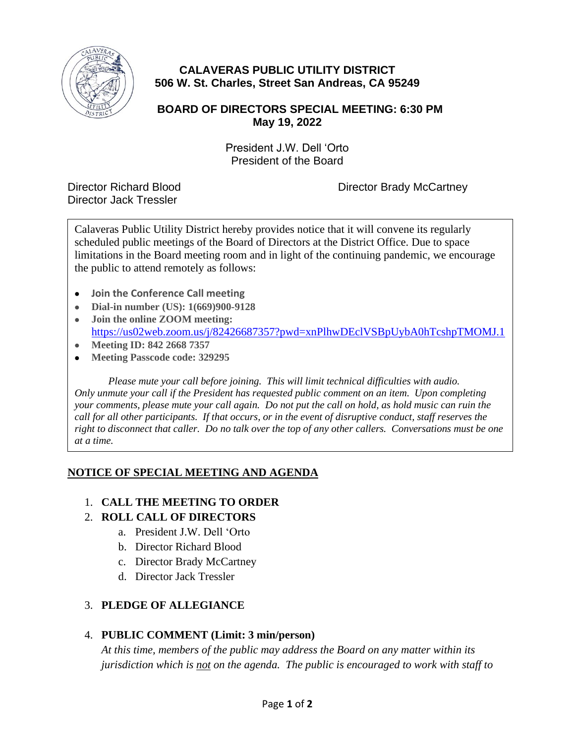# CALAVERAS PUBLIC UTILITY DISTRICT
## 506 W. St. Charles, Street San Andreas, CA 95249

## BOARD OF DIRECTORS SPECIAL MEETING: 6:30 PM
## May 19, 2022

President J.W. Dell 'Orto
President of the Board

Director Richard Blood
Director Brady McCartney
Director Jack Tressler

Calaveras Public Utility District hereby provides notice that it will convene its regularly scheduled public meetings of the Board of Directors at the District Office. Due to space limitations in the Board meeting room and in light of the continuing pandemic, we encourage the public to attend remotely as follows:

- **Join the Conference Call meeting**
- **Dial-in number (US): 1(669)900-9128**
- **Join the online ZOOM meeting:** https://us02web.zoom.us/j/82426687357?pwd=xnPlhwDEclVSBpUybA0hTcshpTMOMJ.1
- **Meeting ID: 842 2668 7357**
- **Meeting Passcode code: 329295**

*Please mute your call before joining. This will limit technical difficulties with audio. Only unmute your call if the President has requested public comment on an item. Upon completing your comments, please mute your call again. Do not put the call on hold, as hold music can ruin the call for all other participants. If that occurs, or in the event of disruptive conduct, staff reserves the right to disconnect that caller. Do no talk over the top of any other callers. Conversations must be one at a time.*

## NOTICE OF SPECIAL MEETING AND AGENDA

1. **CALL THE MEETING TO ORDER**
2. **ROLL CALL OF DIRECTORS**
   a. President J.W. Dell 'Orto
   b. Director Richard Blood
   c. Director Brady McCartney
   d. Director Jack Tressler
3. **PLEDGE OF ALLEGIANCE**
4. **PUBLIC COMMENT (Limit: 3 min/person)**
   *At this time, members of the public may address the Board on any matter within its jurisdiction which is not on the agenda. The public is encouraged to work with staff to*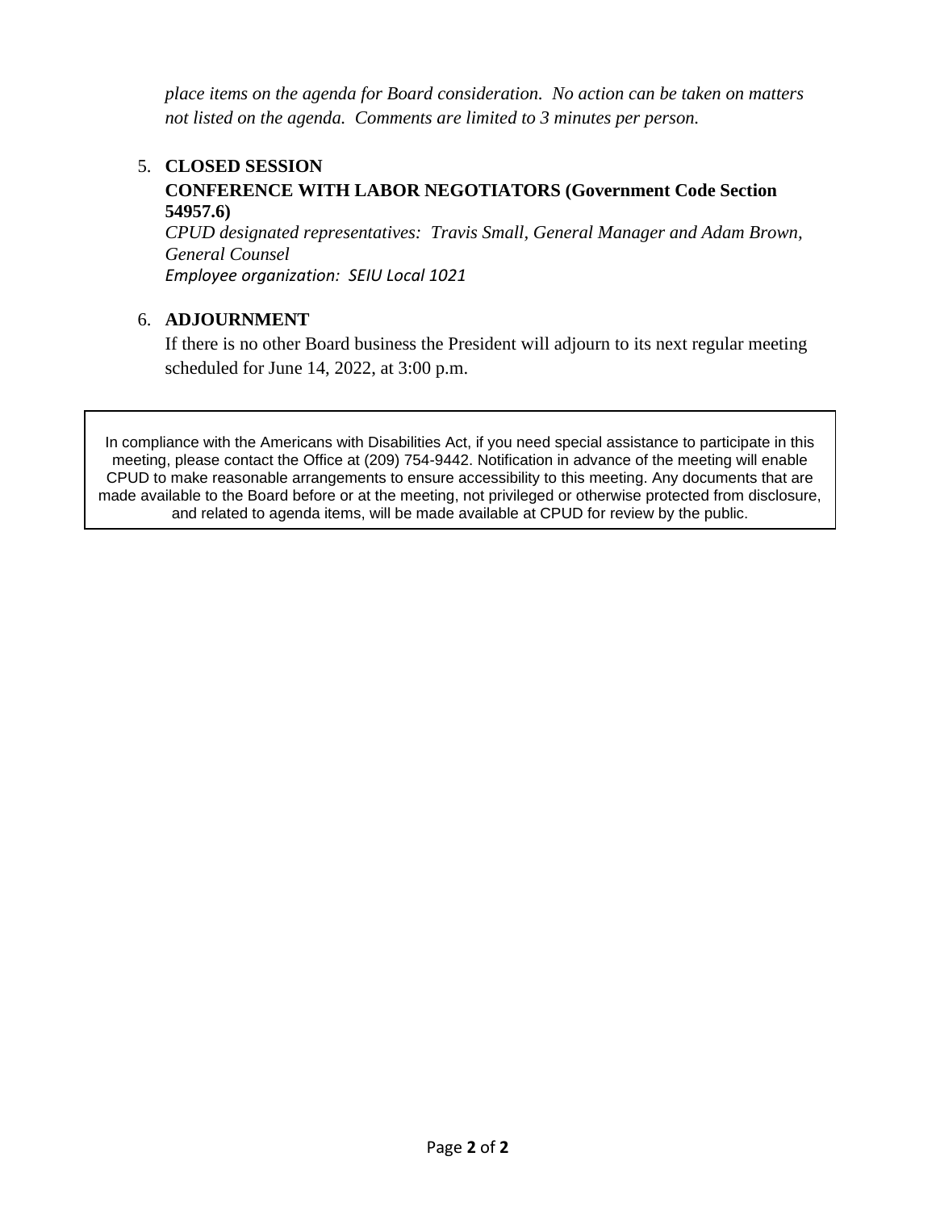*place items on the agenda for Board consideration. No action can be taken on matters not listed on the agenda. Comments are limited to 3 minutes per person.*

5. **CLOSED SESSION**

   **CONFERENCE WITH LABOR NEGOTIATORS (Government Code Section 54957.6)**

   *CPUD designated representatives: Travis Small, General Manager and Adam Brown, General Counsel*

   *Employee organization: SEIU Local 1021*

6. **ADJOURNMENT**

   If there is no other Board business the President will adjourn to its next regular meeting scheduled for June 14, 2022, at 3:00 p.m.

In compliance with the Americans with Disabilities Act, if you need special assistance to participate in this meeting, please contact the Office at (209) 754-9442. Notification in advance of the meeting will enable CPUD to make reasonable arrangements to ensure accessibility to this meeting. Any documents that are made available to the Board before or at the meeting, not privileged or otherwise protected from disclosure, and related to agenda items, will be made available at CPUD for review by the public.